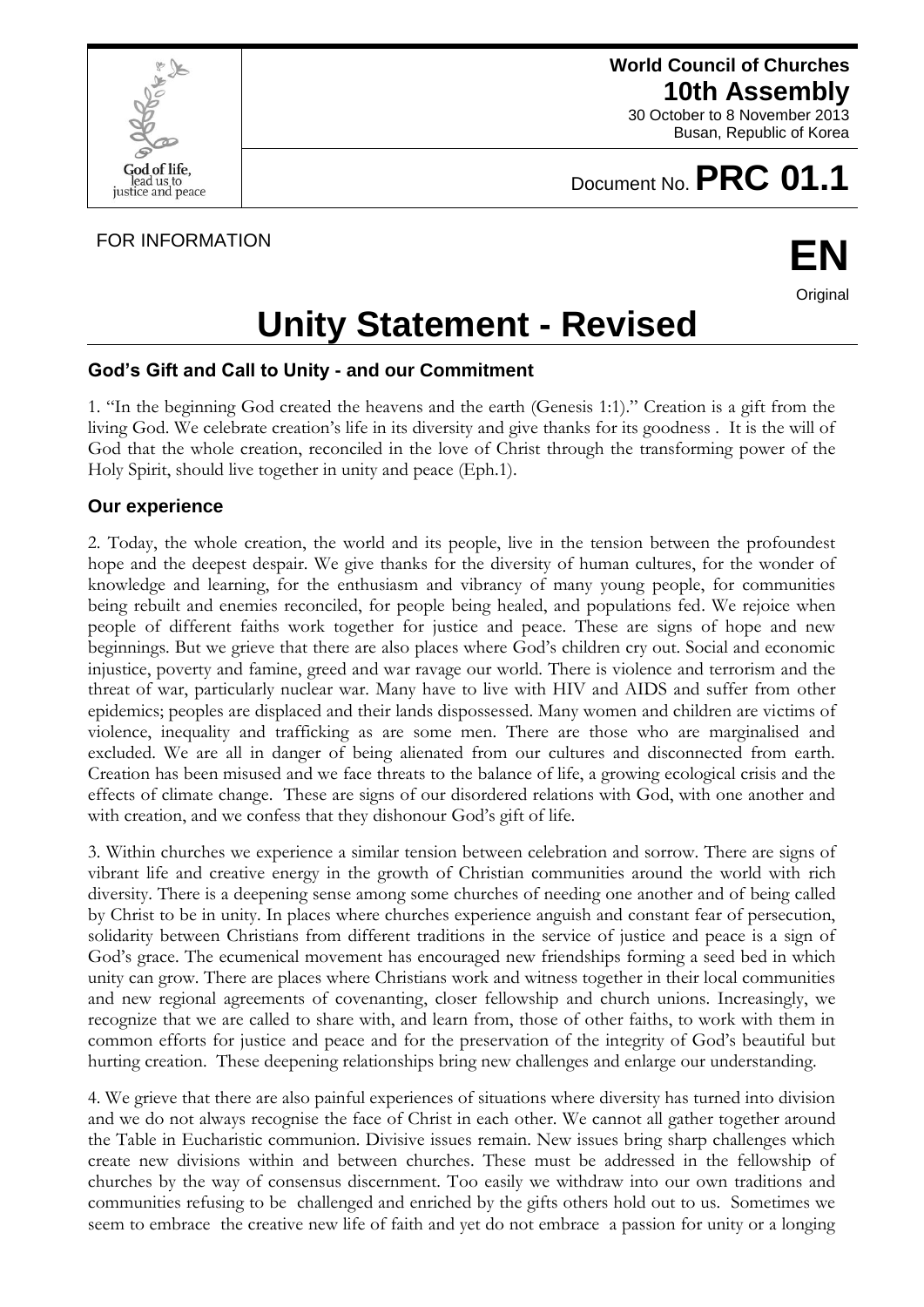God of life, lead us to justice and peace

**World Council of Churches**
**10th Assembly**
30 October to 8 November 2013
Busan, Republic of Korea

Document No. **PRC 01.1**

FOR INFORMATION

**EN**
Original

# Unity Statement - Revised

### God's Gift and Call to Unity - and our Commitment

1. "In the beginning God created the heavens and the earth (Genesis 1:1)." Creation is a gift from the living God. We celebrate creation's life in its diversity and give thanks for its goodness . It is the will of God that the whole creation, reconciled in the love of Christ through the transforming power of the Holy Spirit, should live together in unity and peace (Eph.1).

### Our experience

2. Today, the whole creation, the world and its people, live in the tension between the profoundest hope and the deepest despair. We give thanks for the diversity of human cultures, for the wonder of knowledge and learning, for the enthusiasm and vibrancy of many young people, for communities being rebuilt and enemies reconciled, for people being healed, and populations fed. We rejoice when people of different faiths work together for justice and peace. These are signs of hope and new beginnings. But we grieve that there are also places where God's children cry out. Social and economic injustice, poverty and famine, greed and war ravage our world. There is violence and terrorism and the threat of war, particularly nuclear war. Many have to live with HIV and AIDS and suffer from other epidemics; peoples are displaced and their lands dispossessed. Many women and children are victims of violence, inequality and trafficking as are some men. There are those who are marginalised and excluded. We are all in danger of being alienated from our cultures and disconnected from earth. Creation has been misused and we face threats to the balance of life, a growing ecological crisis and the effects of climate change. These are signs of our disordered relations with God, with one another and with creation, and we confess that they dishonour God's gift of life.

3. Within churches we experience a similar tension between celebration and sorrow. There are signs of vibrant life and creative energy in the growth of Christian communities around the world with rich diversity. There is a deepening sense among some churches of needing one another and of being called by Christ to be in unity. In places where churches experience anguish and constant fear of persecution, solidarity between Christians from different traditions in the service of justice and peace is a sign of God's grace. The ecumenical movement has encouraged new friendships forming a seed bed in which unity can grow. There are places where Christians work and witness together in their local communities and new regional agreements of covenanting, closer fellowship and church unions. Increasingly, we recognize that we are called to share with, and learn from, those of other faiths, to work with them in common efforts for justice and peace and for the preservation of the integrity of God's beautiful but hurting creation. These deepening relationships bring new challenges and enlarge our understanding.

4. We grieve that there are also painful experiences of situations where diversity has turned into division and we do not always recognise the face of Christ in each other. We cannot all gather together around the Table in Eucharistic communion. Divisive issues remain. New issues bring sharp challenges which create new divisions within and between churches. These must be addressed in the fellowship of churches by the way of consensus discernment. Too easily we withdraw into our own traditions and communities refusing to be challenged and enriched by the gifts others hold out to us. Sometimes we seem to embrace the creative new life of faith and yet do not embrace a passion for unity or a longing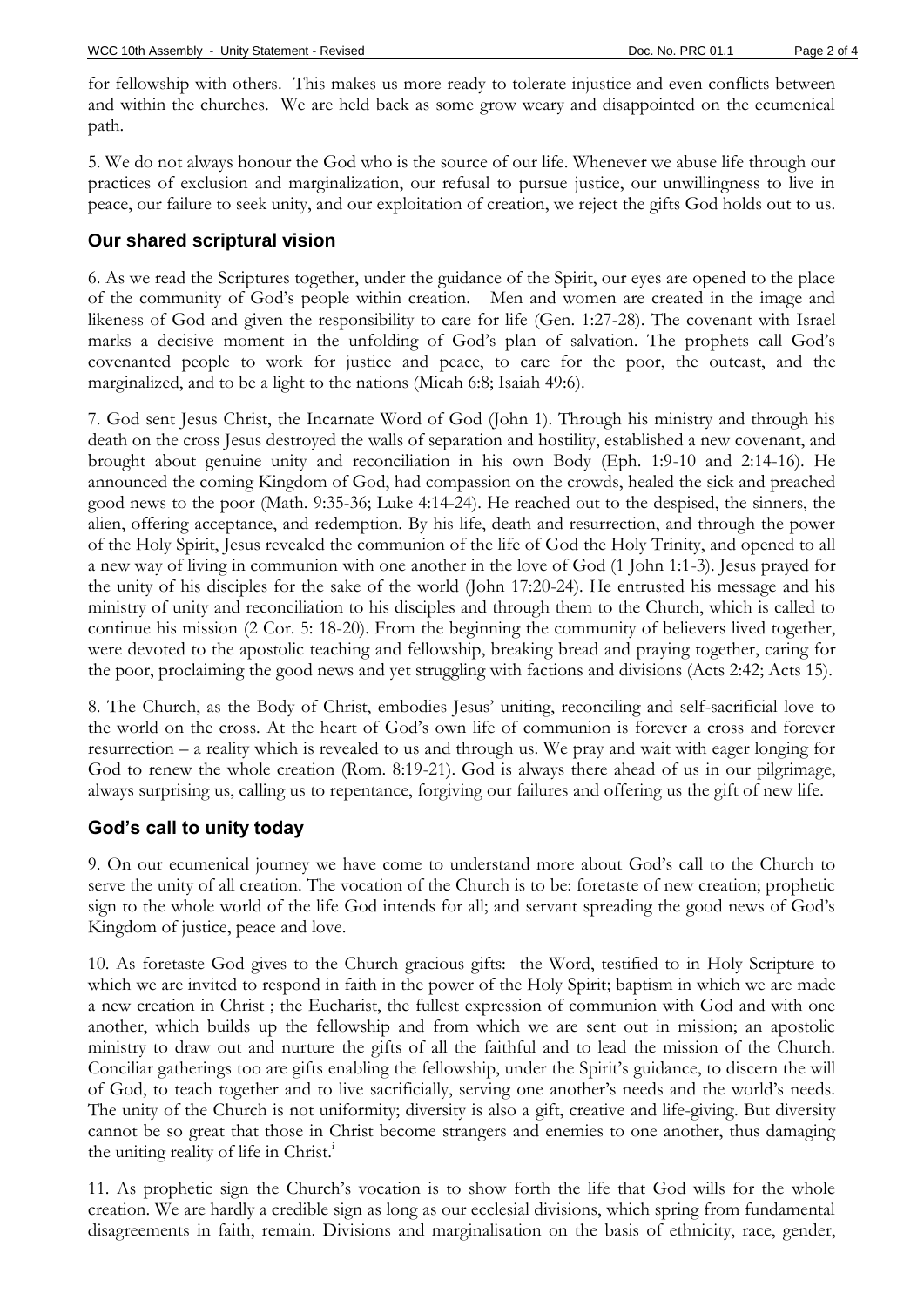for fellowship with others. This makes us more ready to tolerate injustice and even conflicts between and within the churches. We are held back as some grow weary and disappointed on the ecumenical path.

5. We do not always honour the God who is the source of our life. Whenever we abuse life through our practices of exclusion and marginalization, our refusal to pursue justice, our unwillingness to live in peace, our failure to seek unity, and our exploitation of creation, we reject the gifts God holds out to us.

## Our shared scriptural vision

6. As we read the Scriptures together, under the guidance of the Spirit, our eyes are opened to the place of the community of God's people within creation. Men and women are created in the image and likeness of God and given the responsibility to care for life (Gen. 1:27-28). The covenant with Israel marks a decisive moment in the unfolding of God's plan of salvation. The prophets call God's covenanted people to work for justice and peace, to care for the poor, the outcast, and the marginalized, and to be a light to the nations (Micah 6:8; Isaiah 49:6).

7. God sent Jesus Christ, the Incarnate Word of God (John 1). Through his ministry and through his death on the cross Jesus destroyed the walls of separation and hostility, established a new covenant, and brought about genuine unity and reconciliation in his own Body (Eph. 1:9-10 and 2:14-16). He announced the coming Kingdom of God, had compassion on the crowds, healed the sick and preached good news to the poor (Math. 9:35-36; Luke 4:14-24). He reached out to the despised, the sinners, the alien, offering acceptance, and redemption. By his life, death and resurrection, and through the power of the Holy Spirit, Jesus revealed the communion of the life of God the Holy Trinity, and opened to all a new way of living in communion with one another in the love of God (1 John 1:1-3). Jesus prayed for the unity of his disciples for the sake of the world (John 17:20-24). He entrusted his message and his ministry of unity and reconciliation to his disciples and through them to the Church, which is called to continue his mission (2 Cor. 5: 18-20). From the beginning the community of believers lived together, were devoted to the apostolic teaching and fellowship, breaking bread and praying together, caring for the poor, proclaiming the good news and yet struggling with factions and divisions (Acts 2:42; Acts 15).

8. The Church, as the Body of Christ, embodies Jesus' uniting, reconciling and self-sacrificial love to the world on the cross. At the heart of God's own life of communion is forever a cross and forever resurrection – a reality which is revealed to us and through us. We pray and wait with eager longing for God to renew the whole creation (Rom. 8:19-21). God is always there ahead of us in our pilgrimage, always surprising us, calling us to repentance, forgiving our failures and offering us the gift of new life.

## God's call to unity today

9. On our ecumenical journey we have come to understand more about God's call to the Church to serve the unity of all creation. The vocation of the Church is to be: foretaste of new creation; prophetic sign to the whole world of the life God intends for all; and servant spreading the good news of God's Kingdom of justice, peace and love.

10. As foretaste God gives to the Church gracious gifts: the Word, testified to in Holy Scripture to which we are invited to respond in faith in the power of the Holy Spirit; baptism in which we are made a new creation in Christ ; the Eucharist, the fullest expression of communion with God and with one another, which builds up the fellowship and from which we are sent out in mission; an apostolic ministry to draw out and nurture the gifts of all the faithful and to lead the mission of the Church. Conciliar gatherings too are gifts enabling the fellowship, under the Spirit's guidance, to discern the will of God, to teach together and to live sacrificially, serving one another's needs and the world's needs. The unity of the Church is not uniformity; diversity is also a gift, creative and life-giving. But diversity cannot be so great that those in Christ become strangers and enemies to one another, thus damaging the uniting reality of life in Christ.[i]

11. As prophetic sign the Church's vocation is to show forth the life that God wills for the whole creation. We are hardly a credible sign as long as our ecclesial divisions, which spring from fundamental disagreements in faith, remain. Divisions and marginalisation on the basis of ethnicity, race, gender,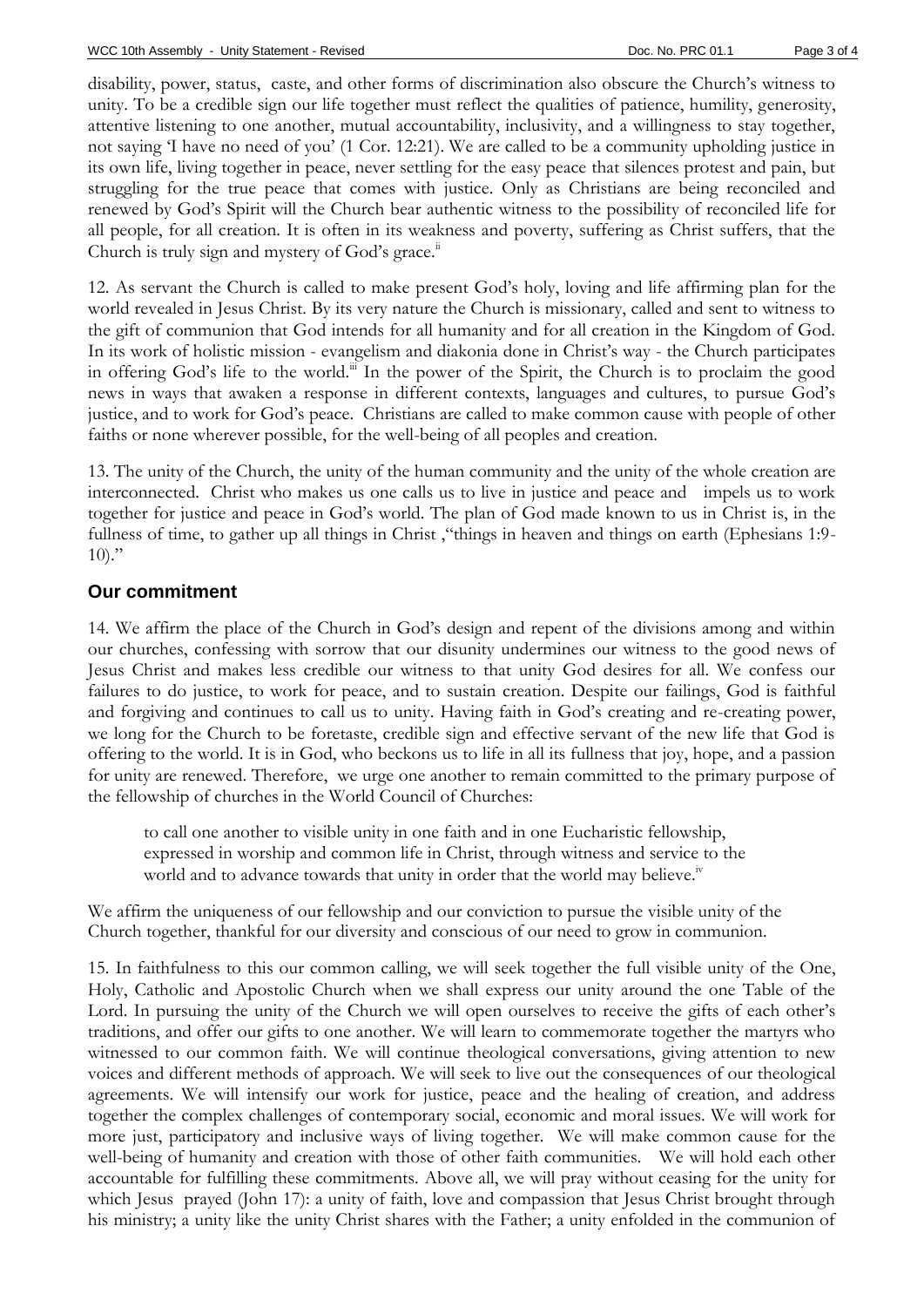disability, power, status, caste, and other forms of discrimination also obscure the Church's witness to unity. To be a credible sign our life together must reflect the qualities of patience, humility, generosity, attentive listening to one another, mutual accountability, inclusivity, and a willingness to stay together, not saying 'I have no need of you' (1 Cor. 12:21). We are called to be a community upholding justice in its own life, living together in peace, never settling for the easy peace that silences protest and pain, but struggling for the true peace that comes with justice. Only as Christians are being reconciled and renewed by God's Spirit will the Church bear authentic witness to the possibility of reconciled life for all people, for all creation. It is often in its weakness and poverty, suffering as Christ suffers, that the Church is truly sign and mystery of God's grace.[ii]

12. As servant the Church is called to make present God's holy, loving and life affirming plan for the world revealed in Jesus Christ. By its very nature the Church is missionary, called and sent to witness to the gift of communion that God intends for all humanity and for all creation in the Kingdom of God. In its work of holistic mission - evangelism and diakonia done in Christ's way - the Church participates in offering God's life to the world.[iii] In the power of the Spirit, the Church is to proclaim the good news in ways that awaken a response in different contexts, languages and cultures, to pursue God's justice, and to work for God's peace. Christians are called to make common cause with people of other faiths or none wherever possible, for the well-being of all peoples and creation.

13. The unity of the Church, the unity of the human community and the unity of the whole creation are interconnected. Christ who makes us one calls us to live in justice and peace and impels us to work together for justice and peace in God's world. The plan of God made known to us in Christ is, in the fullness of time, to gather up all things in Christ ,"things in heaven and things on earth (Ephesians 1:9-10)."

## Our commitment

14. We affirm the place of the Church in God's design and repent of the divisions among and within our churches, confessing with sorrow that our disunity undermines our witness to the good news of Jesus Christ and makes less credible our witness to that unity God desires for all. We confess our failures to do justice, to work for peace, and to sustain creation. Despite our failings, God is faithful and forgiving and continues to call us to unity. Having faith in God's creating and re-creating power, we long for the Church to be foretaste, credible sign and effective servant of the new life that God is offering to the world. It is in God, who beckons us to life in all its fullness that joy, hope, and a passion for unity are renewed. Therefore, we urge one another to remain committed to the primary purpose of the fellowship of churches in the World Council of Churches:

> to call one another to visible unity in one faith and in one Eucharistic fellowship, expressed in worship and common life in Christ, through witness and service to the world and to advance towards that unity in order that the world may believe.[iv]

We affirm the uniqueness of our fellowship and our conviction to pursue the visible unity of the Church together, thankful for our diversity and conscious of our need to grow in communion.

15. In faithfulness to this our common calling, we will seek together the full visible unity of the One, Holy, Catholic and Apostolic Church when we shall express our unity around the one Table of the Lord. In pursuing the unity of the Church we will open ourselves to receive the gifts of each other's traditions, and offer our gifts to one another. We will learn to commemorate together the martyrs who witnessed to our common faith. We will continue theological conversations, giving attention to new voices and different methods of approach. We will seek to live out the consequences of our theological agreements. We will intensify our work for justice, peace and the healing of creation, and address together the complex challenges of contemporary social, economic and moral issues. We will work for more just, participatory and inclusive ways of living together. We will make common cause for the well-being of humanity and creation with those of other faith communities. We will hold each other accountable for fulfilling these commitments. Above all, we will pray without ceasing for the unity for which Jesus prayed (John 17): a unity of faith, love and compassion that Jesus Christ brought through his ministry; a unity like the unity Christ shares with the Father; a unity enfolded in the communion of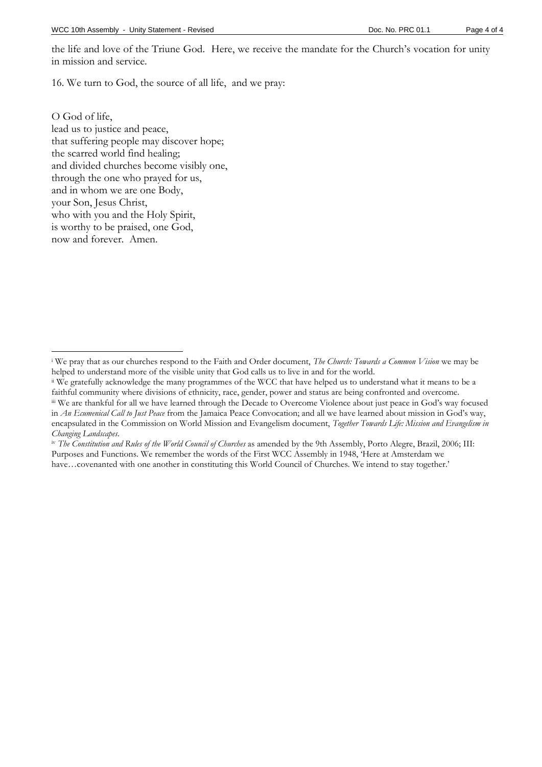the life and love of the Triune God. Here, we receive the mandate for the Church's vocation for unity in mission and service.

16. We turn to God, the source of all life, and we pray:

O God of life,  
lead us to justice and peace,  
that suffering people may discover hope;  
the scarred world find healing;  
and divided churches become visibly one,  
through the one who prayed for us,  
and in whom we are one Body,  
your Son, Jesus Christ,  
who with you and the Holy Spirit,  
is worthy to be praised, one God,  
now and forever. Amen.

---

[i] We pray that as our churches respond to the Faith and Order document, *The Church: Towards a Common Vision* we may be helped to understand more of the visible unity that God calls us to live in and for the world.

[ii] We gratefully acknowledge the many programmes of the WCC that have helped us to understand what it means to be a faithful community where divisions of ethnicity, race, gender, power and status are being confronted and overcome.

[iii] We are thankful for all we have learned through the Decade to Overcome Violence about just peace in God's way focused in *An Ecumenical Call to Just Peace* from the Jamaica Peace Convocation; and all we have learned about mission in God's way, encapsulated in the Commission on World Mission and Evangelism document, *Together Towards Life: Mission and Evangelism in Changing Landscapes*.

[iv] *The Constitution and Rules of the World Council of Churches* as amended by the 9th Assembly, Porto Alegre, Brazil, 2006; III: Purposes and Functions. We remember the words of the First WCC Assembly in 1948, 'Here at Amsterdam we have…covenanted with one another in constituting this World Council of Churches. We intend to stay together.'